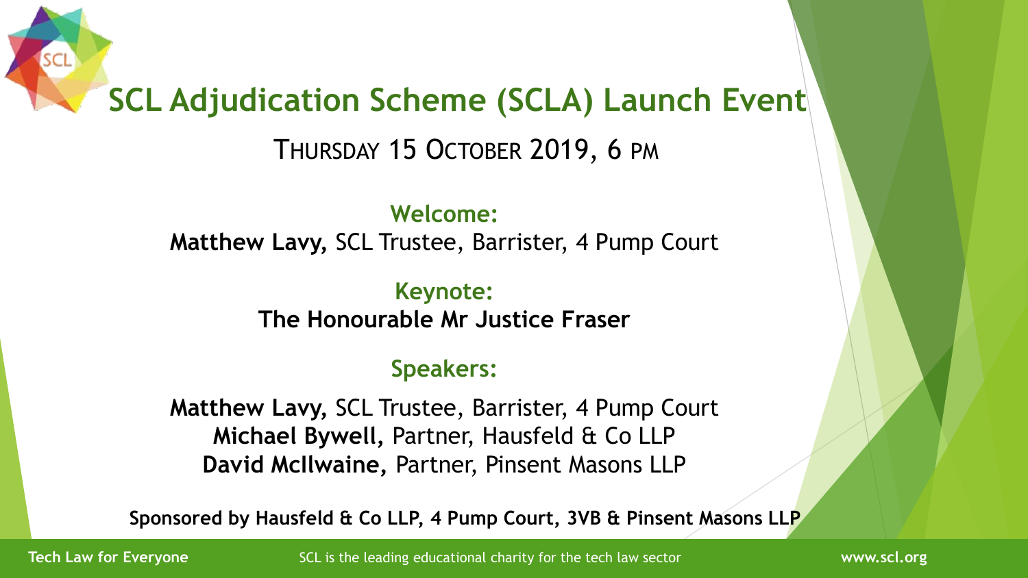# SCL Adjudication Scheme (SCLA) Launch Event

THURSDAY 15 OCTOBER 2019, 6 PM

**Welcome:**

**Matthew Lavy,** SCL Trustee, Barrister, 4 Pump Court

**Keynote:**

**The Honourable Mr Justice Fraser**

**Speakers:**

**Matthew Lavy,** SCL Trustee, Barrister, 4 Pump Court
**Michael Bywell,** Partner, Hausfeld & Co LLP
**David McIlwaine,** Partner, Pinsent Masons LLP

**Sponsored by Hausfeld & Co LLP, 4 Pump Court, 3VB & Pinsent Masons LLP**

**Tech Law for Everyone** SCL is the leading educational charity for the tech law sector **www.scl.org**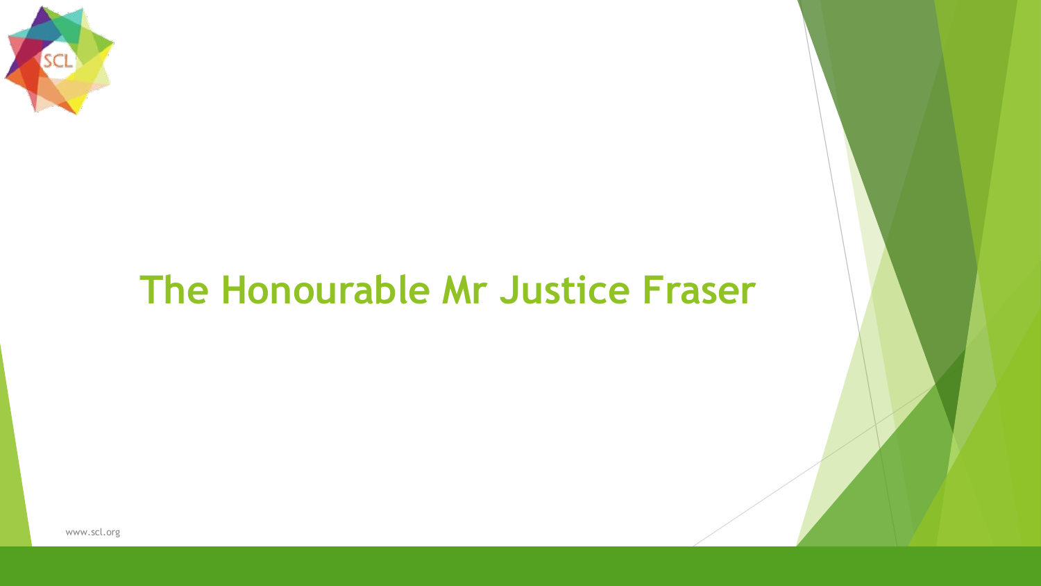# The Honourable Mr Justice Fraser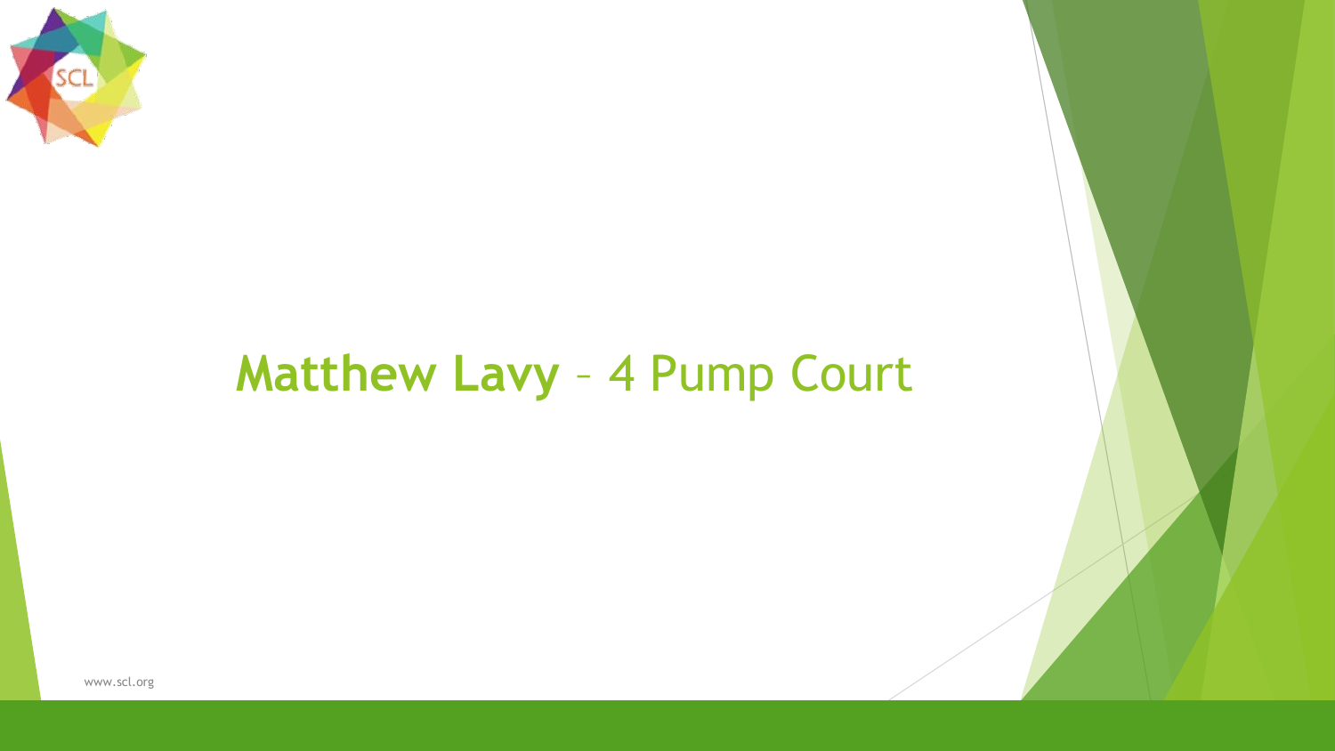# **Matthew Lavy** – 4 Pump Court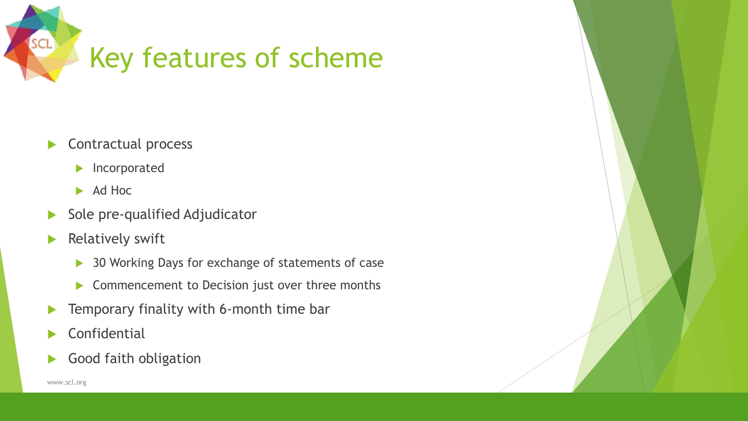# Key features of scheme

- Contractual process
  - Incorporated
  - Ad Hoc
- Sole pre-qualified Adjudicator
- Relatively swift
  - 30 Working Days for exchange of statements of case
  - Commencement to Decision just over three months
- Temporary finality with 6-month time bar
- Confidential
- Good faith obligation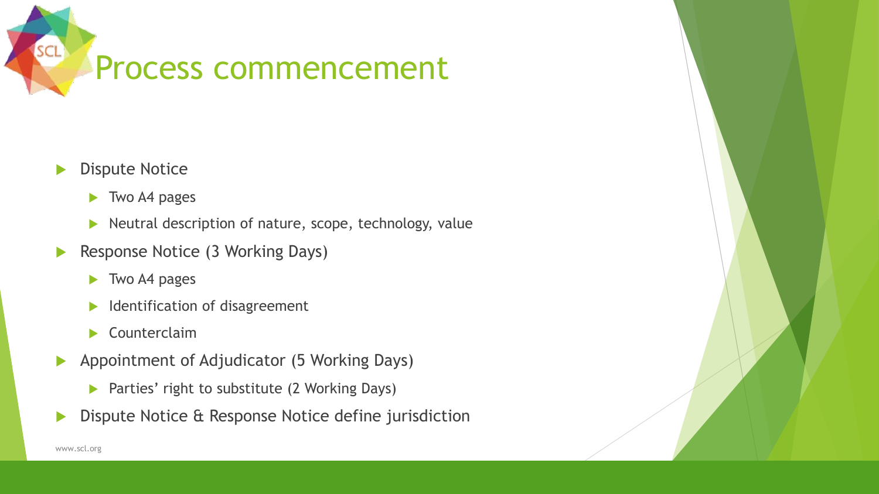# Process commencement

- Dispute Notice
  - Two A4 pages
  - Neutral description of nature, scope, technology, value
- Response Notice (3 Working Days)
  - Two A4 pages
  - Identification of disagreement
  - Counterclaim
- Appointment of Adjudicator (5 Working Days)
  - Parties' right to substitute (2 Working Days)
- Dispute Notice & Response Notice define jurisdiction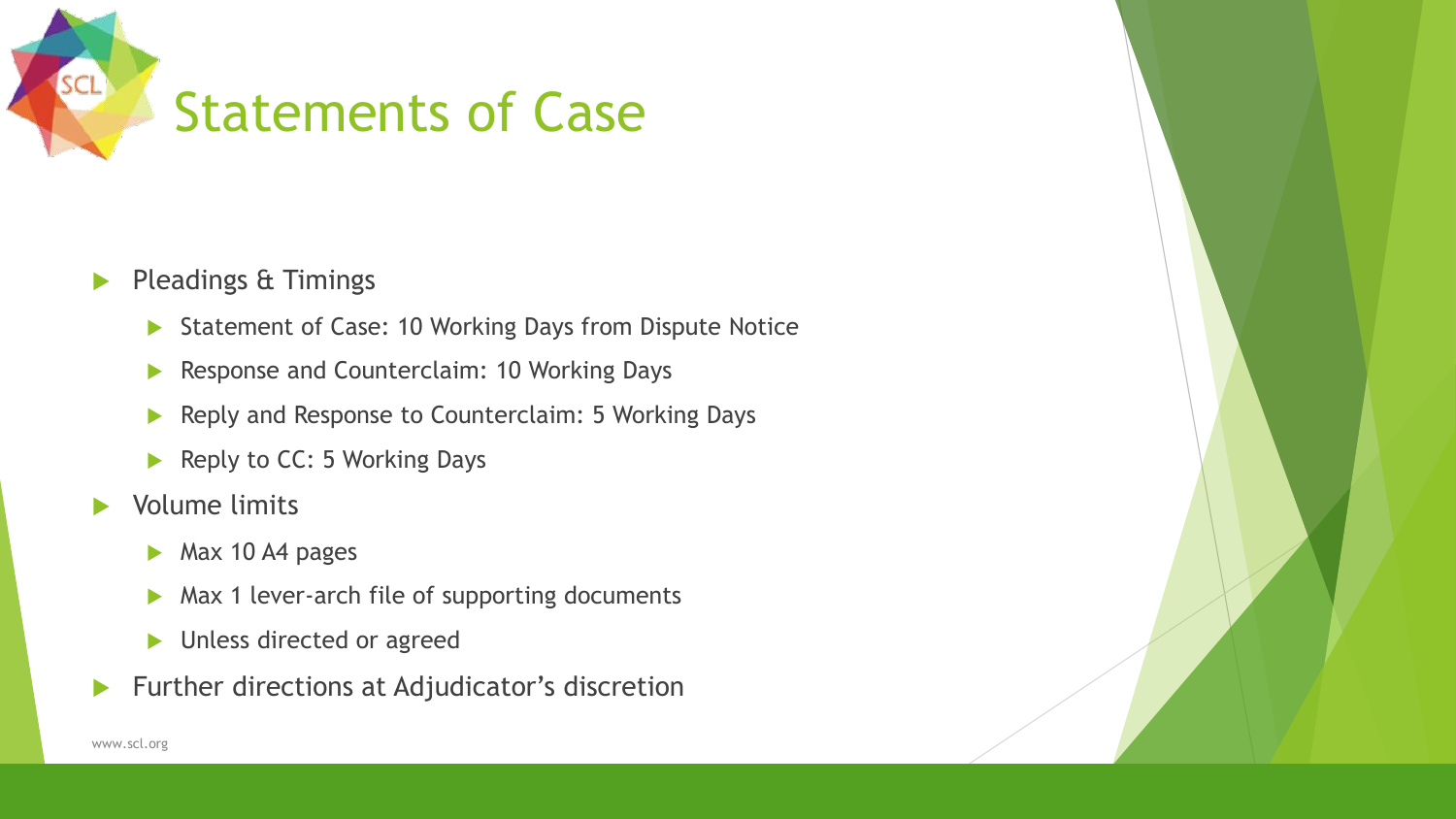# Statements of Case

- Pleadings & Timings
  - Statement of Case: 10 Working Days from Dispute Notice
  - Response and Counterclaim: 10 Working Days
  - Reply and Response to Counterclaim: 5 Working Days
  - Reply to CC: 5 Working Days
- Volume limits
  - Max 10 A4 pages
  - Max 1 lever-arch file of supporting documents
  - Unless directed or agreed
- Further directions at Adjudicator's discretion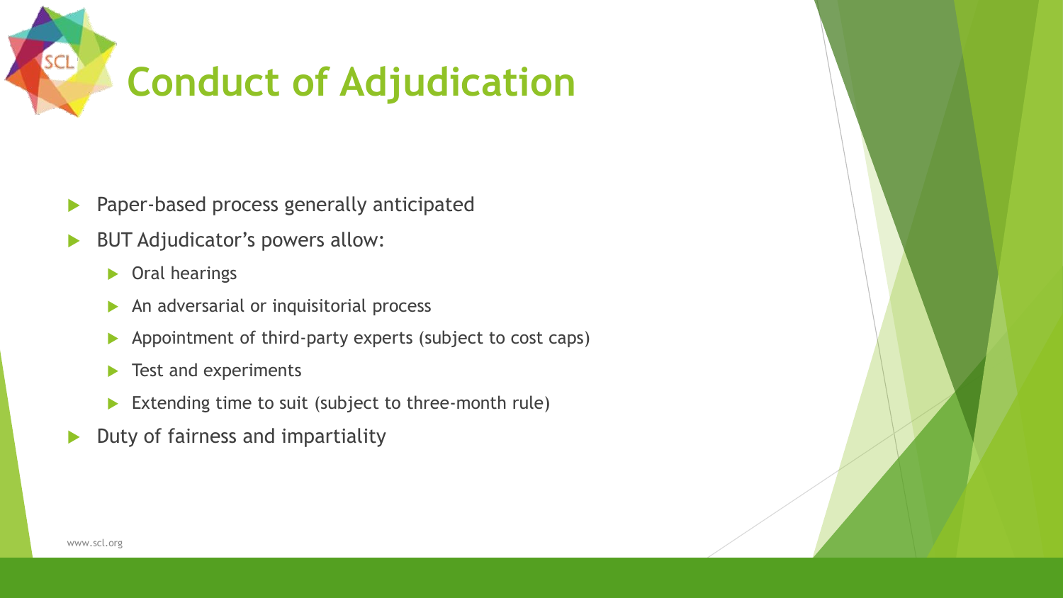# Conduct of Adjudication

- Paper-based process generally anticipated
- BUT Adjudicator’s powers allow:
  - Oral hearings
  - An adversarial or inquisitorial process
  - Appointment of third-party experts (subject to cost caps)
  - Test and experiments
  - Extending time to suit (subject to three-month rule)
- Duty of fairness and impartiality

www.scl.org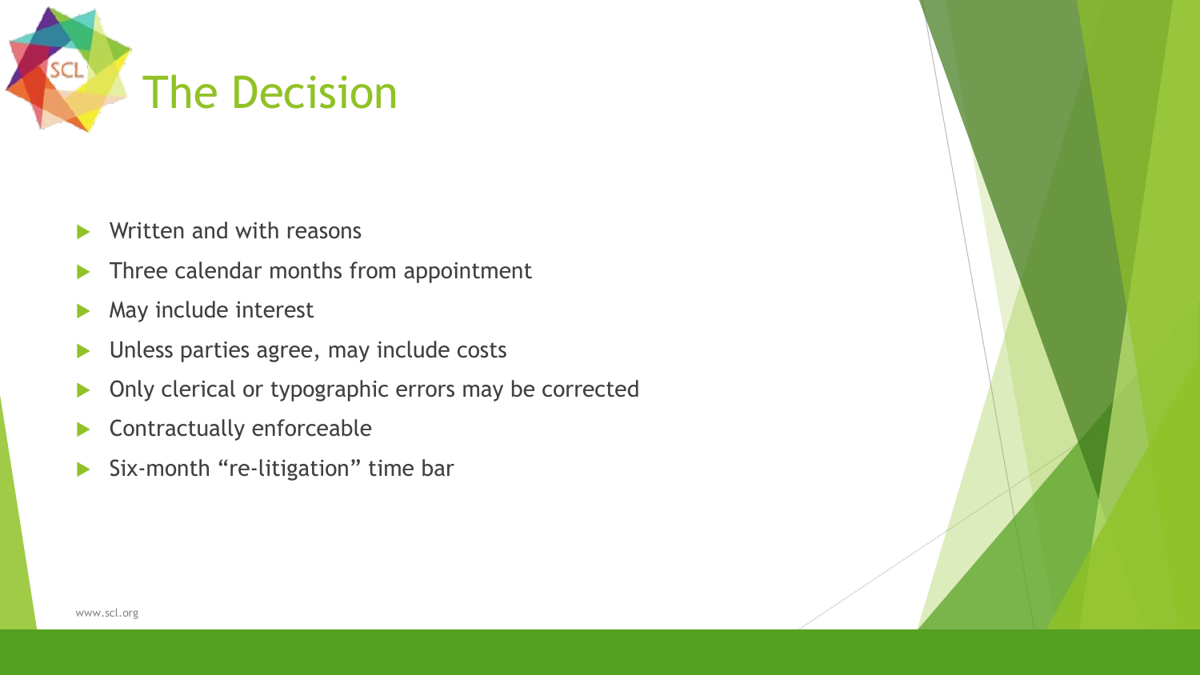# The Decision

- Written and with reasons
- Three calendar months from appointment
- May include interest
- Unless parties agree, may include costs
- Only clerical or typographic errors may be corrected
- Contractually enforceable
- Six-month “re-litigation” time bar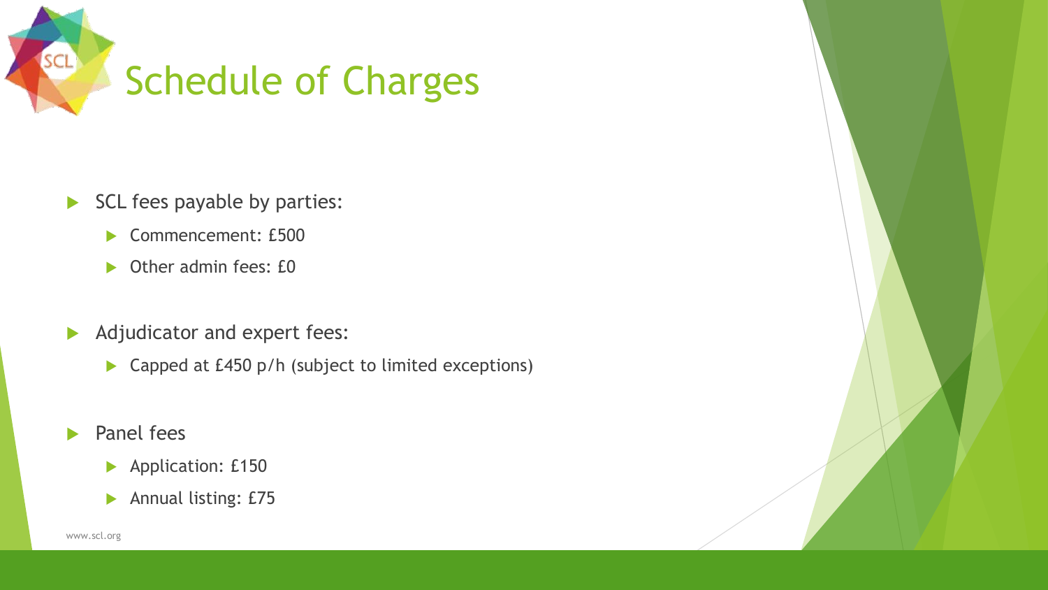# Schedule of Charges

- SCL fees payable by parties:
  - Commencement: £500
  - Other admin fees: £0
- Adjudicator and expert fees:
  - Capped at £450 p/h (subject to limited exceptions)
- Panel fees
  - Application: £150
  - Annual listing: £75

www.scl.org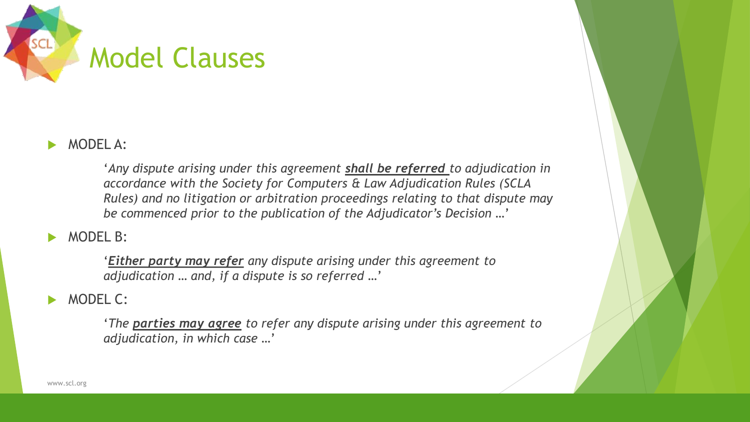# Model Clauses

- MODEL A:

  '*Any dispute arising under this agreement **shall be referred** to adjudication in accordance with the Society for Computers & Law Adjudication Rules (SCLA Rules) and no litigation or arbitration proceedings relating to that dispute may be commenced prior to the publication of the Adjudicator's Decision …*'

- MODEL B:

  '***Either party may refer** any dispute arising under this agreement to adjudication … and, if a dispute is so referred …*'

- MODEL C:

  '*The **parties may agree** to refer any dispute arising under this agreement to adjudication, in which case …*'

www.scl.org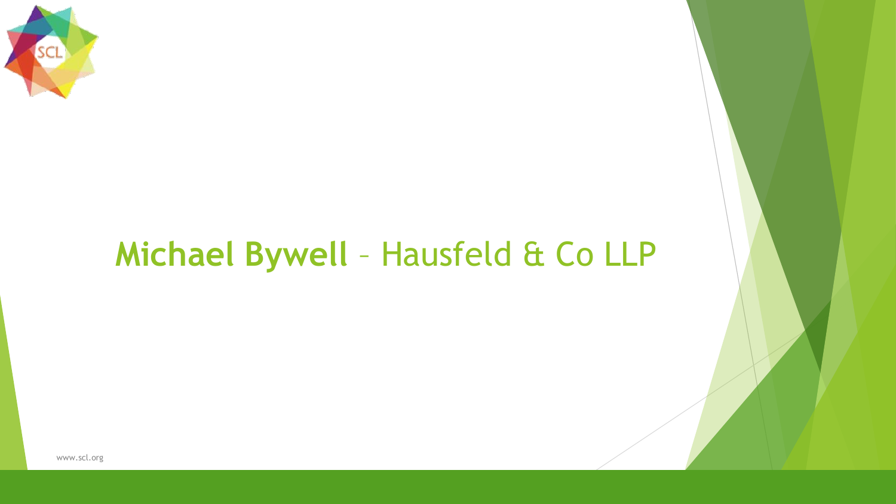# **Michael Bywell** – Hausfeld & Co LLP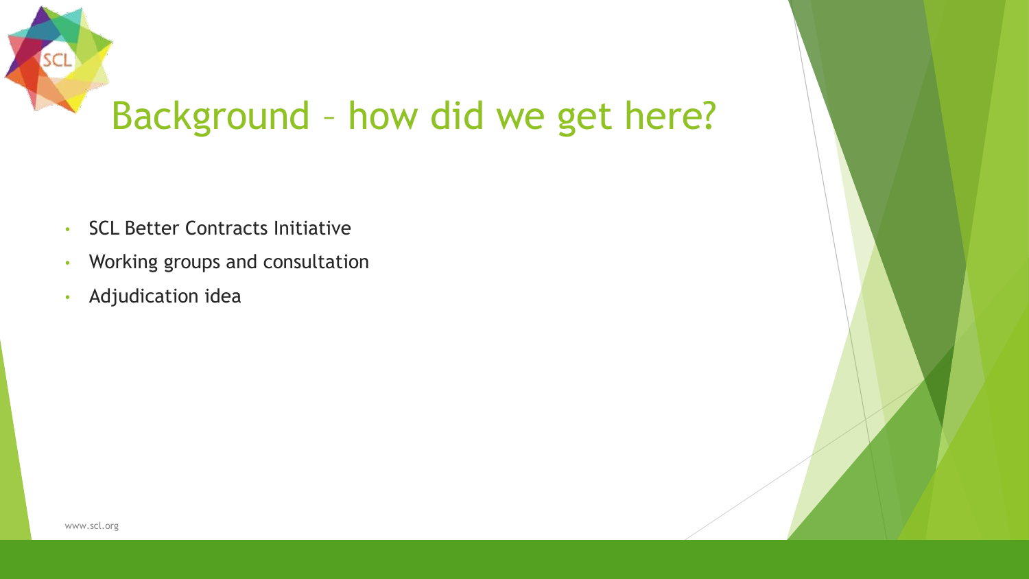# Background – how did we get here?

- SCL Better Contracts Initiative
- Working groups and consultation
- Adjudication idea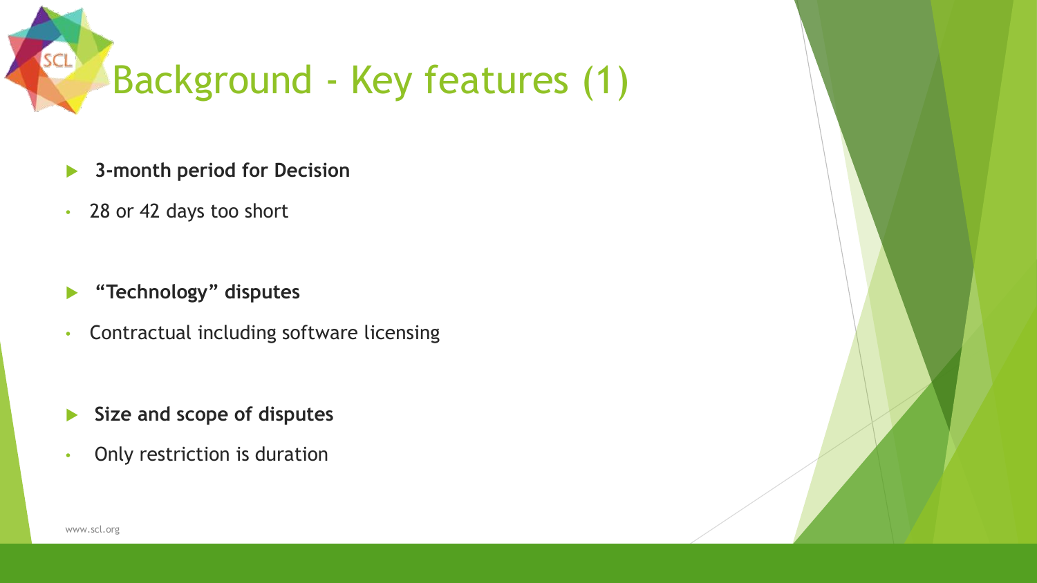# Background - Key features (1)

- **3-month period for Decision**
  - 28 or 42 days too short

- **“Technology” disputes**
  - Contractual including software licensing

- **Size and scope of disputes**
  - Only restriction is duration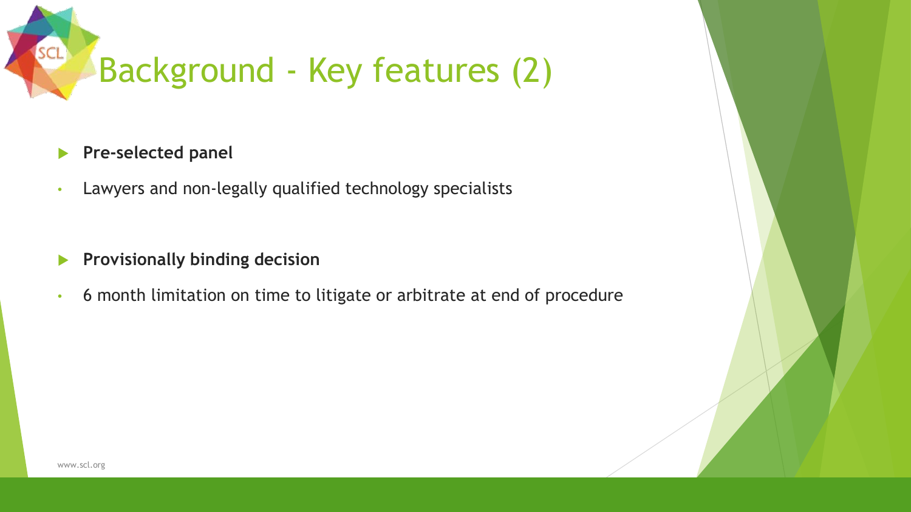# Background - Key features (2)

- **Pre-selected panel**
  - Lawyers and non-legally qualified technology specialists

- **Provisionally binding decision**
  - 6 month limitation on time to litigate or arbitrate at end of procedure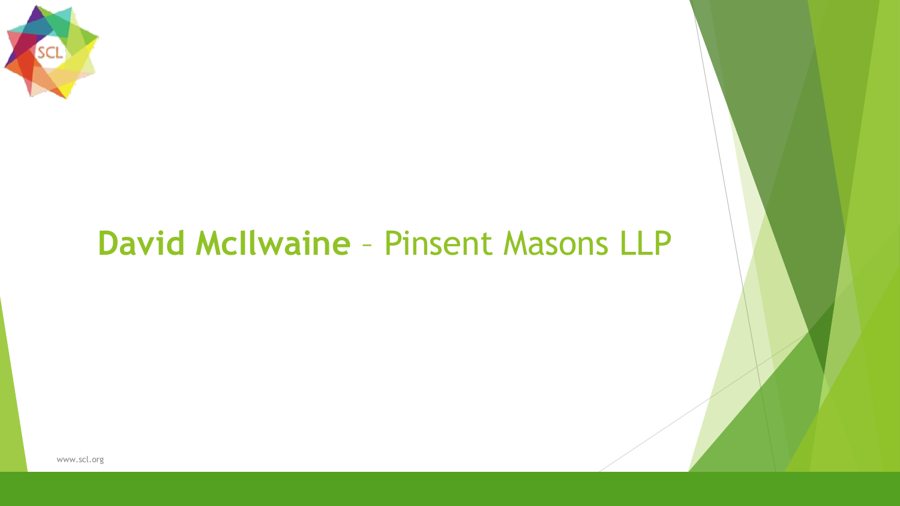**David McIlwaine** – Pinsent Masons LLP

www.scl.org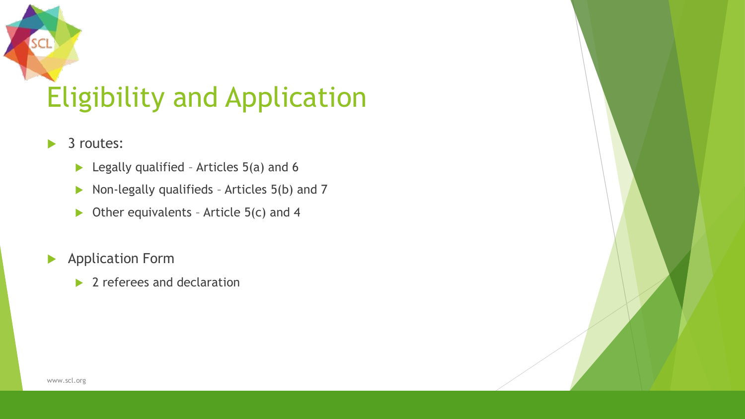# Eligibility and Application

- 3 routes:
  - Legally qualified – Articles 5(a) and 6
  - Non-legally qualifieds – Articles 5(b) and 7
  - Other equivalents – Article 5(c) and 4

- Application Form
  - 2 referees and declaration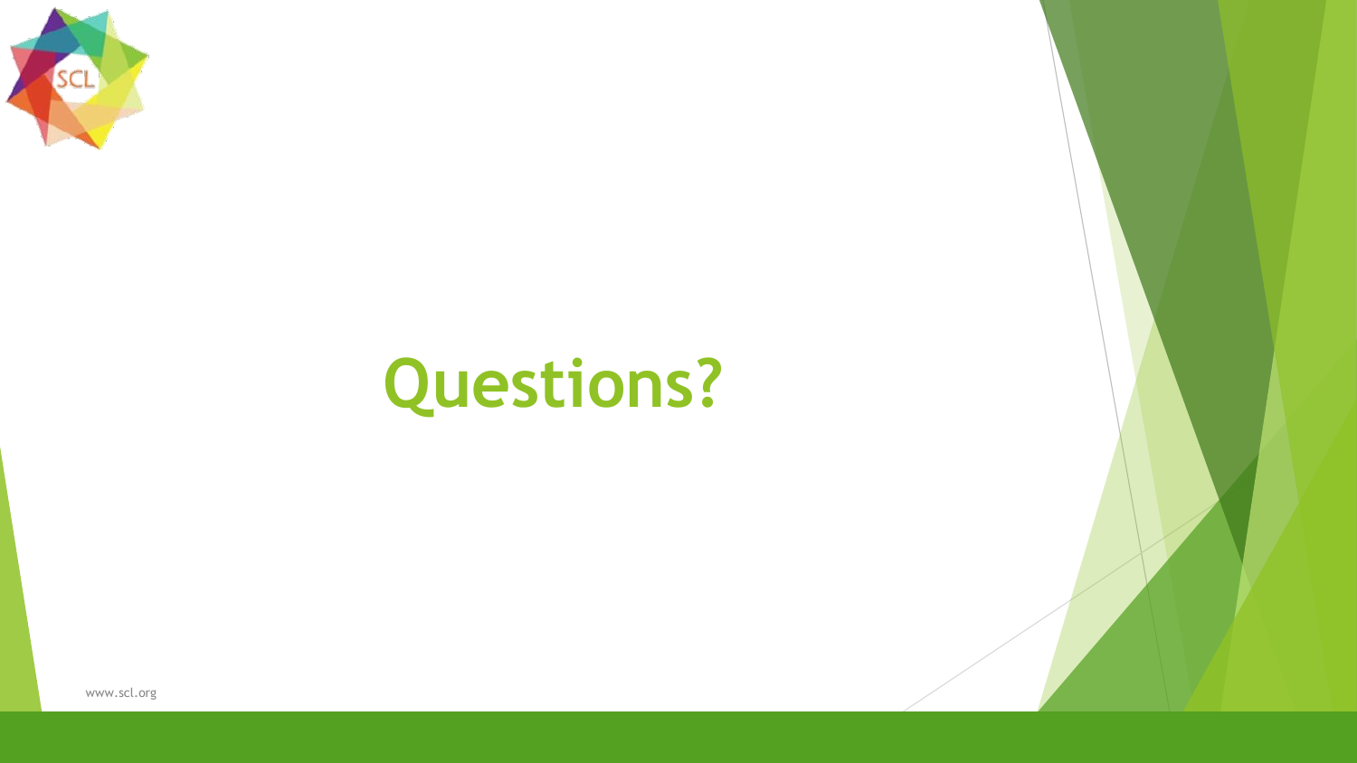# Questions?